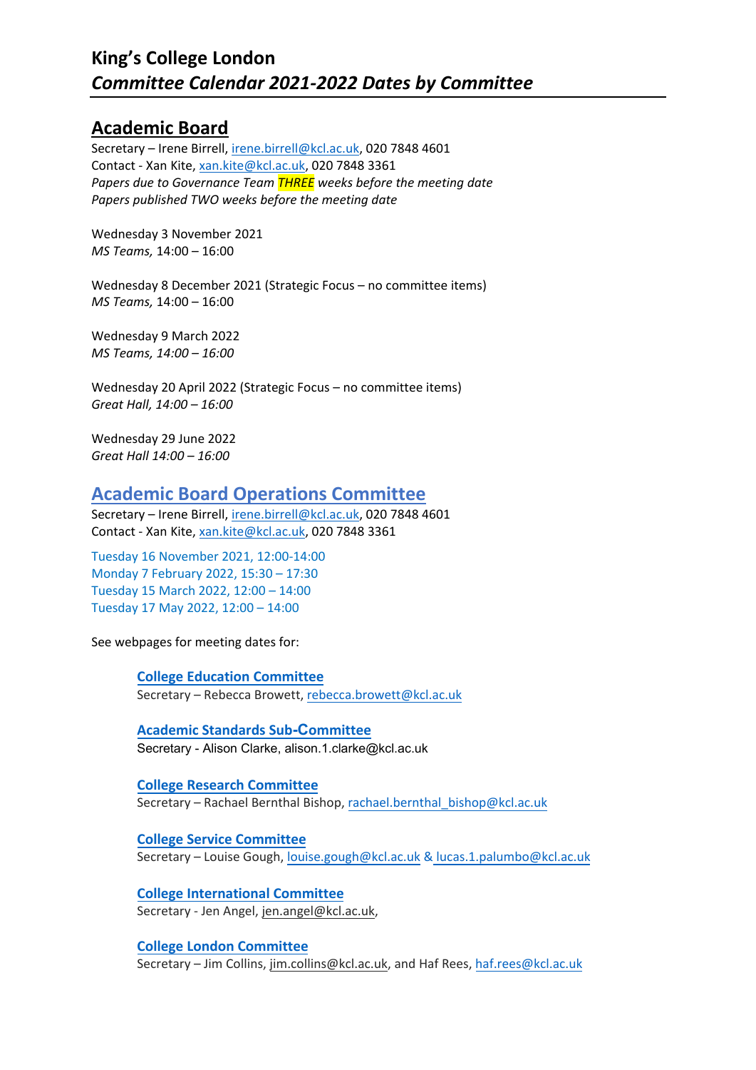# King's College London
## *Committee Calendar 2021-2022 Dates by Committee*

## Academic Board

Secretary – Irene Birrell, irene.birrell@kcl.ac.uk, 020 7848 4601
Contact - Xan Kite, xan.kite@kcl.ac.uk, 020 7848 3361
*Papers due to Governance Team **THREE** weeks before the meeting date*
*Papers published TWO weeks before the meeting date*

Wednesday 3 November 2021
*MS Teams,* 14:00 – 16:00

Wednesday 8 December 2021 (Strategic Focus – no committee items)
*MS Teams,* 14:00 – 16:00

Wednesday 9 March 2022
*MS Teams, 14:00 – 16:00*

Wednesday 20 April 2022 (Strategic Focus – no committee items)
*Great Hall, 14:00 – 16:00*

Wednesday 29 June 2022
*Great Hall 14:00 – 16:00*

## Academic Board Operations Committee

Secretary – Irene Birrell, irene.birrell@kcl.ac.uk, 020 7848 4601
Contact - Xan Kite, xan.kite@kcl.ac.uk, 020 7848 3361

Tuesday 16 November 2021, 12:00-14:00
Monday 7 February 2022, 15:30 – 17:30
Tuesday 15 March 2022, 12:00 – 14:00
Tuesday 17 May 2022, 12:00 – 14:00

See webpages for meeting dates for:

**College Education Committee**
Secretary – Rebecca Browett, rebecca.browett@kcl.ac.uk

**Academic Standards Sub-Committee**
Secretary - Alison Clarke, alison.1.clarke@kcl.ac.uk

**College Research Committee**
Secretary – Rachael Bernthal Bishop, rachael.bernthal_bishop@kcl.ac.uk

**College Service Committee**
Secretary – Louise Gough, louise.gough@kcl.ac.uk & lucas.1.palumbo@kcl.ac.uk

**College International Committee**
Secretary - Jen Angel, jen.angel@kcl.ac.uk,

**College London Committee**
Secretary – Jim Collins, jim.collins@kcl.ac.uk, and Haf Rees, haf.rees@kcl.ac.uk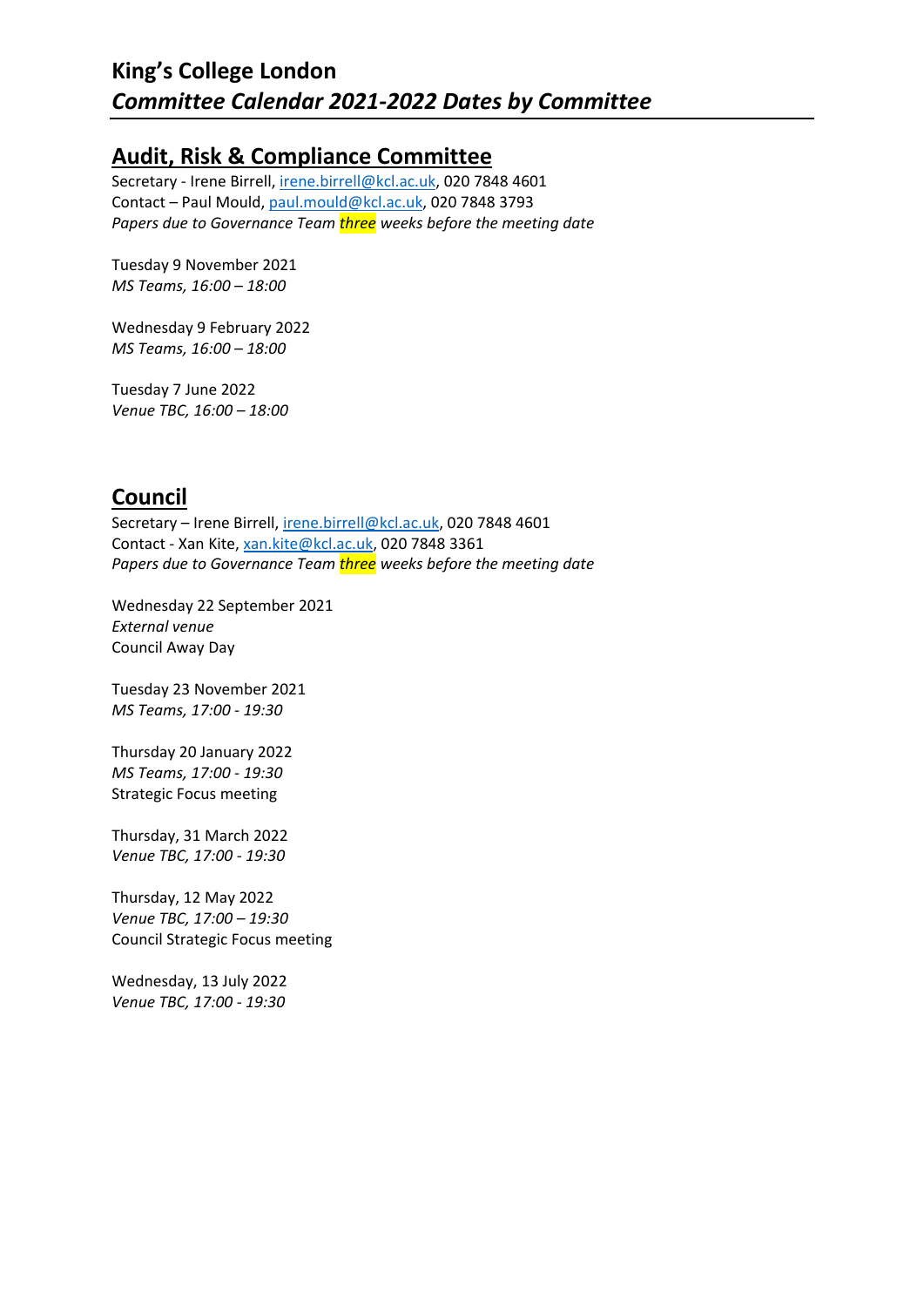# King's College London
## *Committee Calendar 2021-2022 Dates by Committee*

## Audit, Risk & Compliance Committee

Secretary - Irene Birrell, irene.birrell@kcl.ac.uk, 020 7848 4601
Contact – Paul Mould, paul.mould@kcl.ac.uk, 020 7848 3793
*Papers due to Governance Team **three** weeks before the meeting date*

Tuesday 9 November 2021
*MS Teams, 16:00 – 18:00*

Wednesday 9 February 2022
*MS Teams, 16:00 – 18:00*

Tuesday 7 June 2022
*Venue TBC, 16:00 – 18:00*

## Council

Secretary – Irene Birrell, irene.birrell@kcl.ac.uk, 020 7848 4601
Contact - Xan Kite, xan.kite@kcl.ac.uk, 020 7848 3361
*Papers due to Governance Team **three** weeks before the meeting date*

Wednesday 22 September 2021
*External venue*
Council Away Day

Tuesday 23 November 2021
*MS Teams, 17:00 - 19:30*

Thursday 20 January 2022
*MS Teams, 17:00 - 19:30*
Strategic Focus meeting

Thursday, 31 March 2022
*Venue TBC, 17:00 - 19:30*

Thursday, 12 May 2022
*Venue TBC, 17:00 – 19:30*
Council Strategic Focus meeting

Wednesday, 13 July 2022
*Venue TBC, 17:00 - 19:30*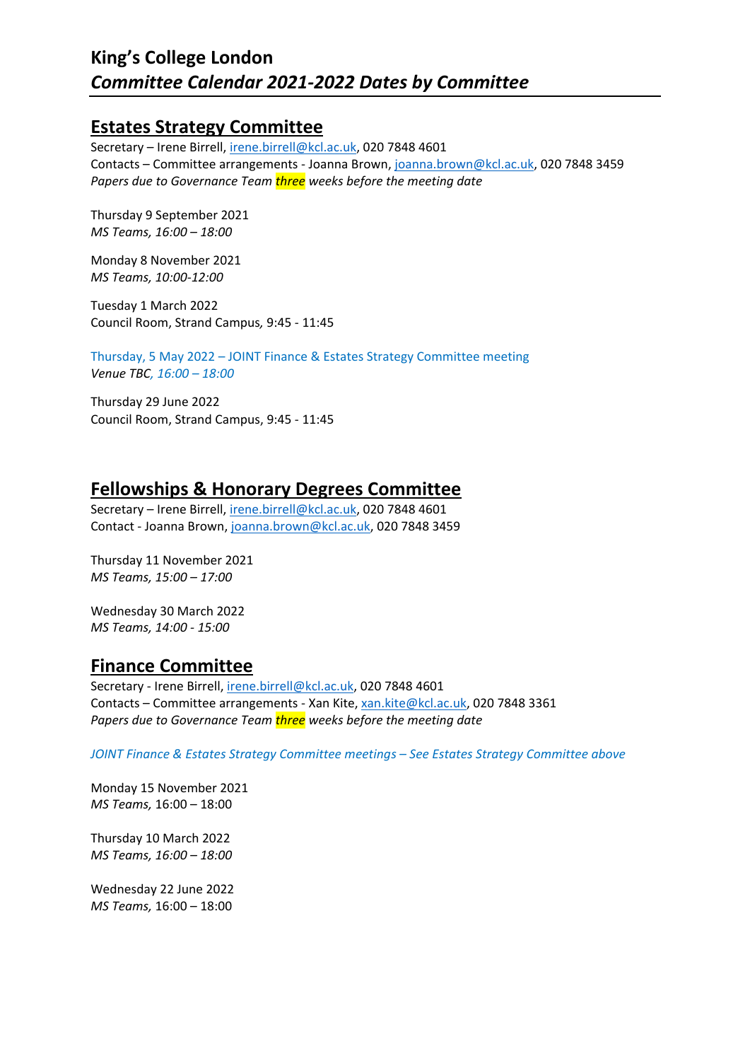# King’s College London
## *Committee Calendar 2021-2022 Dates by Committee*

## Estates Strategy Committee

Secretary – Irene Birrell, irene.birrell@kcl.ac.uk, 020 7848 4601
Contacts – Committee arrangements - Joanna Brown, joanna.brown@kcl.ac.uk, 020 7848 3459
*Papers due to Governance Team three weeks before the meeting date*

Thursday 9 September 2021
*MS Teams, 16:00 – 18:00*

Monday 8 November 2021
*MS Teams, 10:00-12:00*

Tuesday 1 March 2022
Council Room, Strand Campus*,* 9:45 - 11:45

Thursday, 5 May 2022 – JOINT Finance & Estates Strategy Committee meeting
*Venue TBC, 16:00 – 18:00*

Thursday 29 June 2022
Council Room, Strand Campus, 9:45 - 11:45

## Fellowships & Honorary Degrees Committee

Secretary – Irene Birrell, irene.birrell@kcl.ac.uk, 020 7848 4601
Contact - Joanna Brown, joanna.brown@kcl.ac.uk, 020 7848 3459

Thursday 11 November 2021
*MS Teams, 15:00 – 17:00*

Wednesday 30 March 2022
*MS Teams, 14:00 - 15:00*

## Finance Committee

Secretary - Irene Birrell, irene.birrell@kcl.ac.uk, 020 7848 4601
Contacts – Committee arrangements - Xan Kite, xan.kite@kcl.ac.uk, 020 7848 3361
*Papers due to Governance Team three weeks before the meeting date*

*JOINT Finance & Estates Strategy Committee meetings – See Estates Strategy Committee above*

Monday 15 November 2021
*MS Teams,* 16:00 – 18:00

Thursday 10 March 2022
*MS Teams, 16:00 – 18:00*

Wednesday 22 June 2022
*MS Teams,* 16:00 – 18:00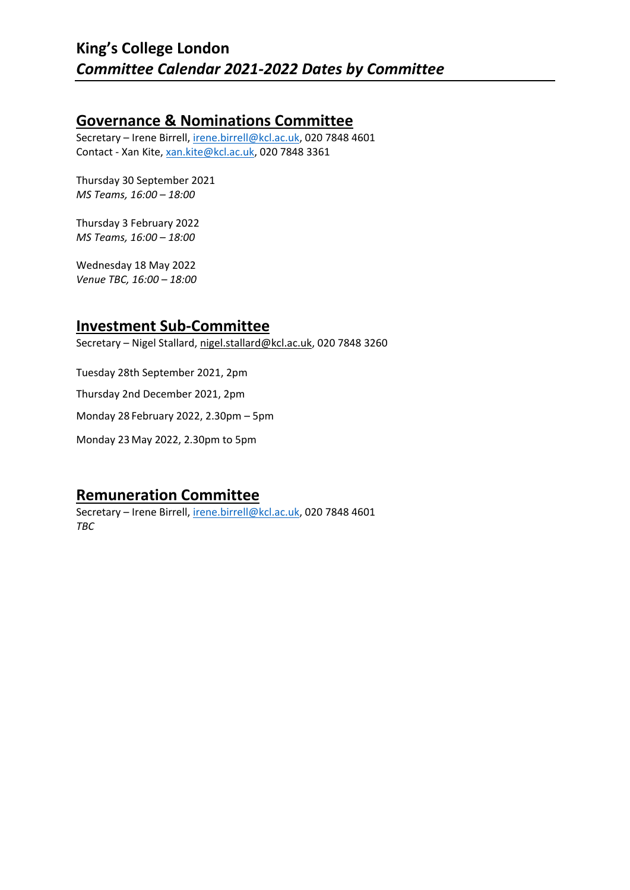# King's College London

## *Committee Calendar 2021-2022 Dates by Committee*

## Governance & Nominations Committee

Secretary – Irene Birrell, irene.birrell@kcl.ac.uk, 020 7848 4601
Contact - Xan Kite, xan.kite@kcl.ac.uk, 020 7848 3361

Thursday 30 September 2021
*MS Teams, 16:00 – 18:00*

Thursday 3 February 2022
*MS Teams, 16:00 – 18:00*

Wednesday 18 May 2022
*Venue TBC, 16:00 – 18:00*

## Investment Sub-Committee

Secretary – Nigel Stallard, nigel.stallard@kcl.ac.uk, 020 7848 3260

Tuesday 28th September 2021, 2pm

Thursday 2nd December 2021, 2pm

Monday 28 February 2022, 2.30pm – 5pm

Monday 23 May 2022, 2.30pm to 5pm

## Remuneration Committee

Secretary – Irene Birrell, irene.birrell@kcl.ac.uk, 020 7848 4601
*TBC*